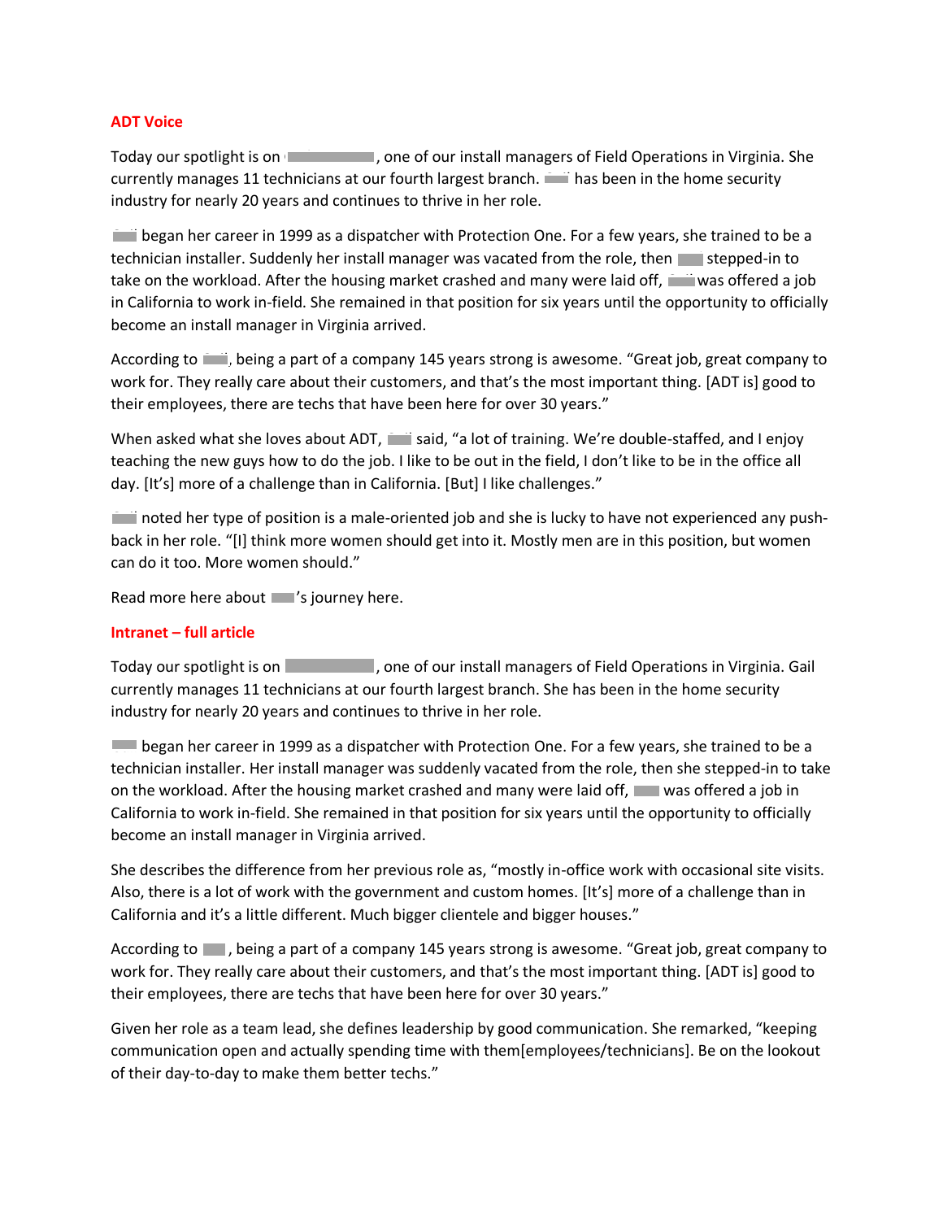## ADT Voice

Today our spotlight is on [REDACTED], one of our install managers of Field Operations in Virginia. She currently manages 11 technicians at our fourth largest branch. [REDACTED] has been in the home security industry for nearly 20 years and continues to thrive in her role.

[REDACTED] began her career in 1999 as a dispatcher with Protection One. For a few years, she trained to be a technician installer. Suddenly her install manager was vacated from the role, then [REDACTED] stepped-in to take on the workload. After the housing market crashed and many were laid off, [REDACTED] was offered a job in California to work in-field. She remained in that position for six years until the opportunity to officially become an install manager in Virginia arrived.

According to [REDACTED], being a part of a company 145 years strong is awesome. "Great job, great company to work for. They really care about their customers, and that's the most important thing. [ADT is] good to their employees, there are techs that have been here for over 30 years."

When asked what she loves about ADT, [REDACTED] said, "a lot of training. We're double-staffed, and I enjoy teaching the new guys how to do the job. I like to be out in the field, I don't like to be in the office all day. [It's] more of a challenge than in California. [But] I like challenges."

[REDACTED] noted her type of position is a male-oriented job and she is lucky to have not experienced any push-back in her role. "[I] think more women should get into it. Mostly men are in this position, but women can do it too. More women should."

Read more here about [REDACTED]'s journey here.

## Intranet – full article

Today our spotlight is on [REDACTED], one of our install managers of Field Operations in Virginia. Gail currently manages 11 technicians at our fourth largest branch. She has been in the home security industry for nearly 20 years and continues to thrive in her role.

[REDACTED] began her career in 1999 as a dispatcher with Protection One. For a few years, she trained to be a technician installer. Her install manager was suddenly vacated from the role, then she stepped-in to take on the workload. After the housing market crashed and many were laid off, [REDACTED] was offered a job in California to work in-field. She remained in that position for six years until the opportunity to officially become an install manager in Virginia arrived.

She describes the difference from her previous role as, "mostly in-office work with occasional site visits. Also, there is a lot of work with the government and custom homes. [It's] more of a challenge than in California and it's a little different. Much bigger clientele and bigger houses."

According to [REDACTED], being a part of a company 145 years strong is awesome. "Great job, great company to work for. They really care about their customers, and that's the most important thing. [ADT is] good to their employees, there are techs that have been here for over 30 years."

Given her role as a team lead, she defines leadership by good communication. She remarked, "keeping communication open and actually spending time with them[employees/technicians]. Be on the lookout of their day-to-day to make them better techs."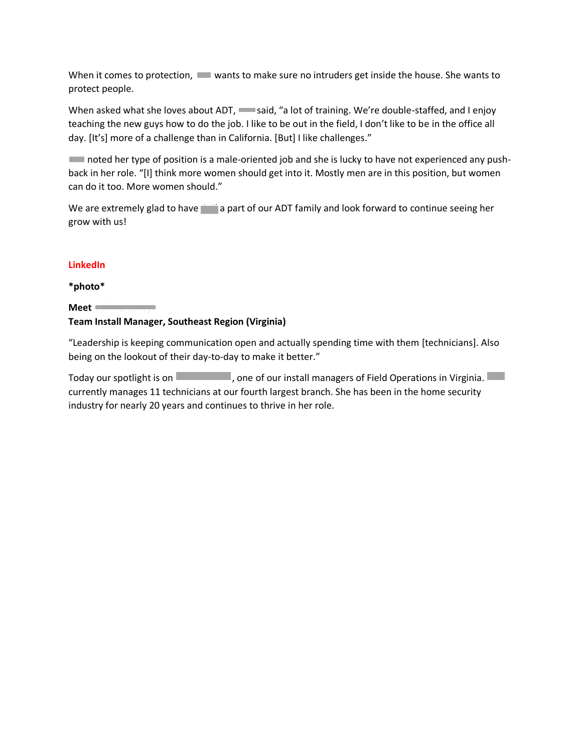When it comes to protection, ▬ wants to make sure no intruders get inside the house. She wants to protect people.

When asked what she loves about ADT, ▬ said, "a lot of training. We're double-staffed, and I enjoy teaching the new guys how to do the job. I like to be out in the field, I don't like to be in the office all day. [It's] more of a challenge than in California. [But] I like challenges."

▬ noted her type of position is a male-oriented job and she is lucky to have not experienced any push-back in her role. "[I] think more women should get into it. Mostly men are in this position, but women can do it too. More women should."

We are extremely glad to have ▬ a part of our ADT family and look forward to continue seeing her grow with us!

**LinkedIn**

***photo***

**Meet ▬**
**Team Install Manager, Southeast Region (Virginia)**

"Leadership is keeping communication open and actually spending time with them [technicians]. Also being on the lookout of their day-to-day to make it better."

Today our spotlight is on ▬, one of our install managers of Field Operations in Virginia. ▬ currently manages 11 technicians at our fourth largest branch. She has been in the home security industry for nearly 20 years and continues to thrive in her role.